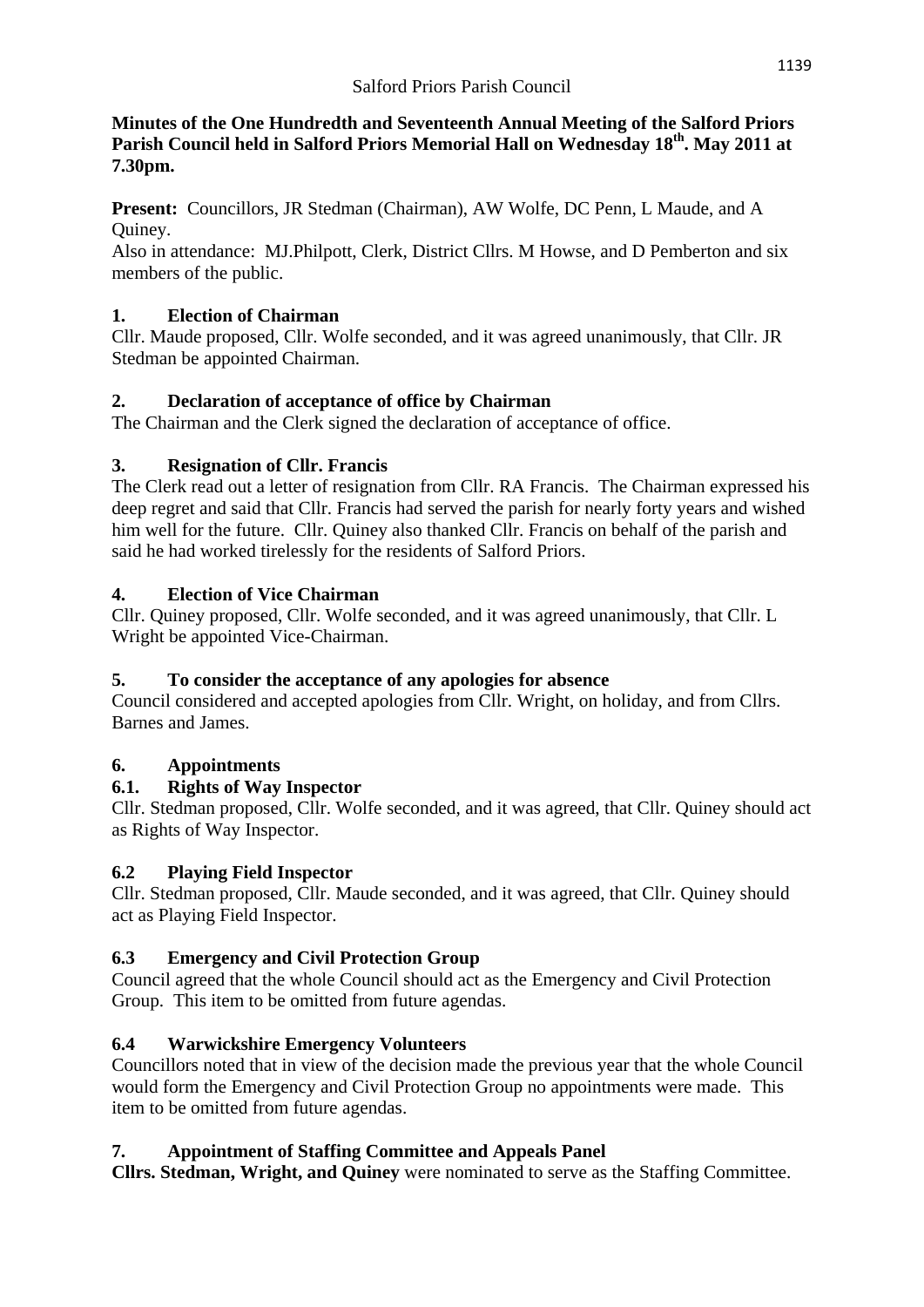Salford Priors Parish Council

**Minutes of the One Hundredth and Seventeenth Annual Meeting of the Salford Priors Parish Council held in Salford Priors Memorial Hall on Wednesday 18th. May 2011 at 7.30pm.**

**Present:** Councillors, JR Stedman (Chairman), AW Wolfe, DC Penn, L Maude, and A Quiney.

Also in attendance: MJ.Philpott, Clerk, District Cllrs. M Howse, and D Pemberton and six members of the public.

## 1. Election of Chairman

Cllr. Maude proposed, Cllr. Wolfe seconded, and it was agreed unanimously, that Cllr. JR Stedman be appointed Chairman.

## 2. Declaration of acceptance of office by Chairman

The Chairman and the Clerk signed the declaration of acceptance of office.

## 3. Resignation of Cllr. Francis

The Clerk read out a letter of resignation from Cllr. RA Francis. The Chairman expressed his deep regret and said that Cllr. Francis had served the parish for nearly forty years and wished him well for the future. Cllr. Quiney also thanked Cllr. Francis on behalf of the parish and said he had worked tirelessly for the residents of Salford Priors.

## 4. Election of Vice Chairman

Cllr. Quiney proposed, Cllr. Wolfe seconded, and it was agreed unanimously, that Cllr. L Wright be appointed Vice-Chairman.

## 5. To consider the acceptance of any apologies for absence

Council considered and accepted apologies from Cllr. Wright, on holiday, and from Cllrs. Barnes and James.

## 6. Appointments

### 6.1. Rights of Way Inspector

Cllr. Stedman proposed, Cllr. Wolfe seconded, and it was agreed, that Cllr. Quiney should act as Rights of Way Inspector.

### 6.2 Playing Field Inspector

Cllr. Stedman proposed, Cllr. Maude seconded, and it was agreed, that Cllr. Quiney should act as Playing Field Inspector.

### 6.3 Emergency and Civil Protection Group

Council agreed that the whole Council should act as the Emergency and Civil Protection Group. This item to be omitted from future agendas.

### 6.4 Warwickshire Emergency Volunteers

Councillors noted that in view of the decision made the previous year that the whole Council would form the Emergency and Civil Protection Group no appointments were made. This item to be omitted from future agendas.

## 7. Appointment of Staffing Committee and Appeals Panel

**Cllrs. Stedman, Wright, and Quiney** were nominated to serve as the Staffing Committee.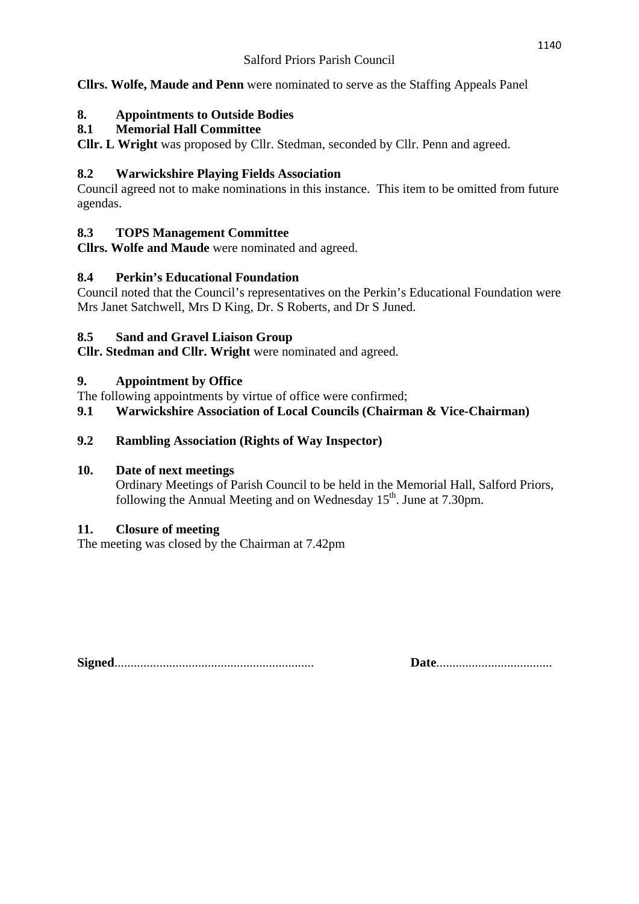**Cllrs. Wolfe, Maude and Penn** were nominated to serve as the Staffing Appeals Panel

## 8. Appointments to Outside Bodies

### 8.1 Memorial Hall Committee

**Cllr. L Wright** was proposed by Cllr. Stedman, seconded by Cllr. Penn and agreed.

### 8.2 Warwickshire Playing Fields Association

Council agreed not to make nominations in this instance. This item to be omitted from future agendas.

### 8.3 TOPS Management Committee

**Cllrs. Wolfe and Maude** were nominated and agreed.

### 8.4 Perkin's Educational Foundation

Council noted that the Council's representatives on the Perkin's Educational Foundation were Mrs Janet Satchwell, Mrs D King, Dr. S Roberts, and Dr S Juned.

### 8.5 Sand and Gravel Liaison Group

**Cllr. Stedman and Cllr. Wright** were nominated and agreed.

## 9. Appointment by Office

The following appointments by virtue of office were confirmed;

### 9.1 Warwickshire Association of Local Councils (Chairman & Vice-Chairman)

### 9.2 Rambling Association (Rights of Way Inspector)

## 10. Date of next meetings

Ordinary Meetings of Parish Council to be held in the Memorial Hall, Salford Priors, following the Annual Meeting and on Wednesday 15th. June at 7.30pm.

## 11. Closure of meeting

The meeting was closed by the Chairman at 7.42pm

**Signed**............................................................. **Date**...................................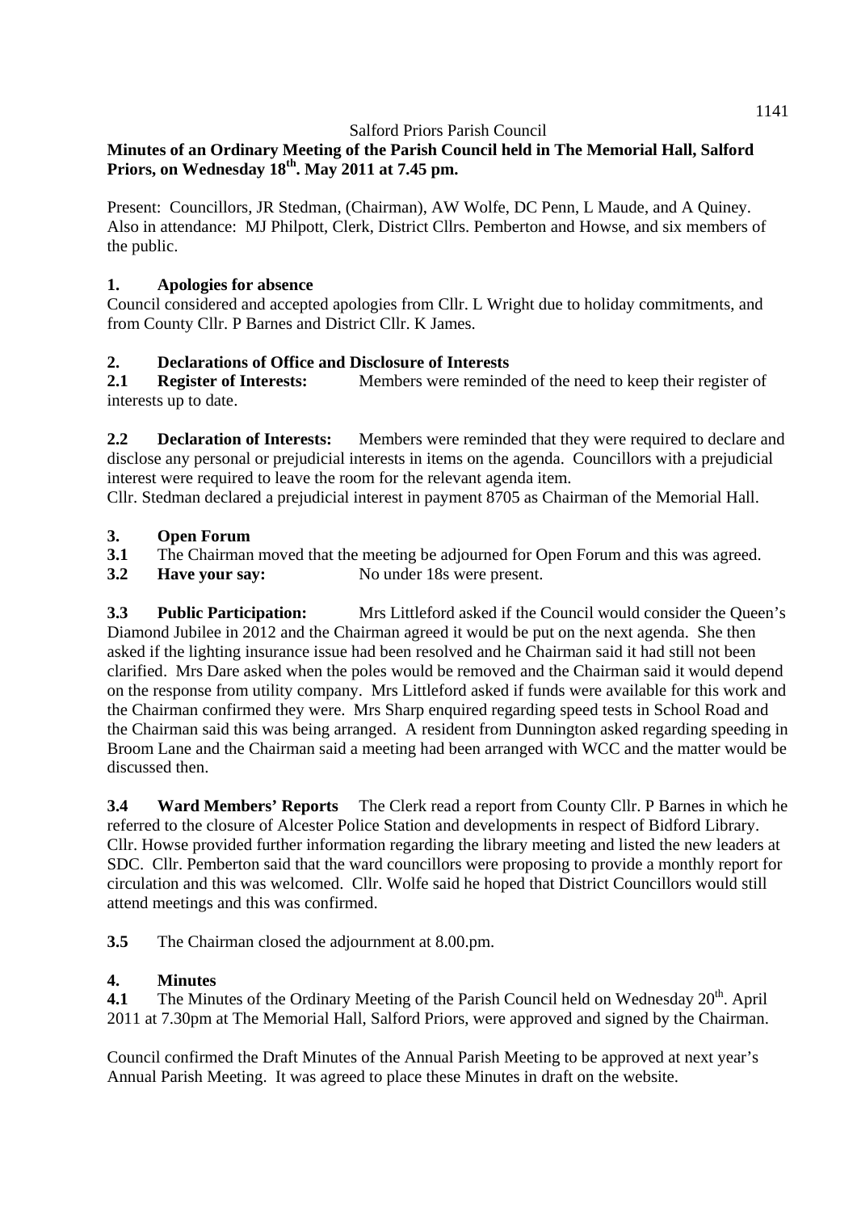Salford Priors Parish Council

**Minutes of an Ordinary Meeting of the Parish Council held in The Memorial Hall, Salford Priors, on Wednesday 18th. May 2011 at 7.45 pm.**

Present: Councillors, JR Stedman, (Chairman), AW Wolfe, DC Penn, L Maude, and A Quiney. Also in attendance: MJ Philpott, Clerk, District Cllrs. Pemberton and Howse, and six members of the public.

## 1. Apologies for absence

Council considered and accepted apologies from Cllr. L Wright due to holiday commitments, and from County Cllr. P Barnes and District Cllr. K James.

## 2. Declarations of Office and Disclosure of Interests

**2.1 Register of Interests:** Members were reminded of the need to keep their register of interests up to date.

**2.2 Declaration of Interests:** Members were reminded that they were required to declare and disclose any personal or prejudicial interests in items on the agenda. Councillors with a prejudicial interest were required to leave the room for the relevant agenda item.

Cllr. Stedman declared a prejudicial interest in payment 8705 as Chairman of the Memorial Hall.

## 3. Open Forum

**3.1** The Chairman moved that the meeting be adjourned for Open Forum and this was agreed.

**3.2 Have your say:** No under 18s were present.

**3.3 Public Participation:** Mrs Littleford asked if the Council would consider the Queen's Diamond Jubilee in 2012 and the Chairman agreed it would be put on the next agenda. She then asked if the lighting insurance issue had been resolved and he Chairman said it had still not been clarified. Mrs Dare asked when the poles would be removed and the Chairman said it would depend on the response from utility company. Mrs Littleford asked if funds were available for this work and the Chairman confirmed they were. Mrs Sharp enquired regarding speed tests in School Road and the Chairman said this was being arranged. A resident from Dunnington asked regarding speeding in Broom Lane and the Chairman said a meeting had been arranged with WCC and the matter would be discussed then.

**3.4 Ward Members' Reports** The Clerk read a report from County Cllr. P Barnes in which he referred to the closure of Alcester Police Station and developments in respect of Bidford Library. Cllr. Howse provided further information regarding the library meeting and listed the new leaders at SDC. Cllr. Pemberton said that the ward councillors were proposing to provide a monthly report for circulation and this was welcomed. Cllr. Wolfe said he hoped that District Councillors would still attend meetings and this was confirmed.

**3.5** The Chairman closed the adjournment at 8.00.pm.

## 4. Minutes

**4.1** The Minutes of the Ordinary Meeting of the Parish Council held on Wednesday 20th. April 2011 at 7.30pm at The Memorial Hall, Salford Priors, were approved and signed by the Chairman.

Council confirmed the Draft Minutes of the Annual Parish Meeting to be approved at next year's Annual Parish Meeting. It was agreed to place these Minutes in draft on the website.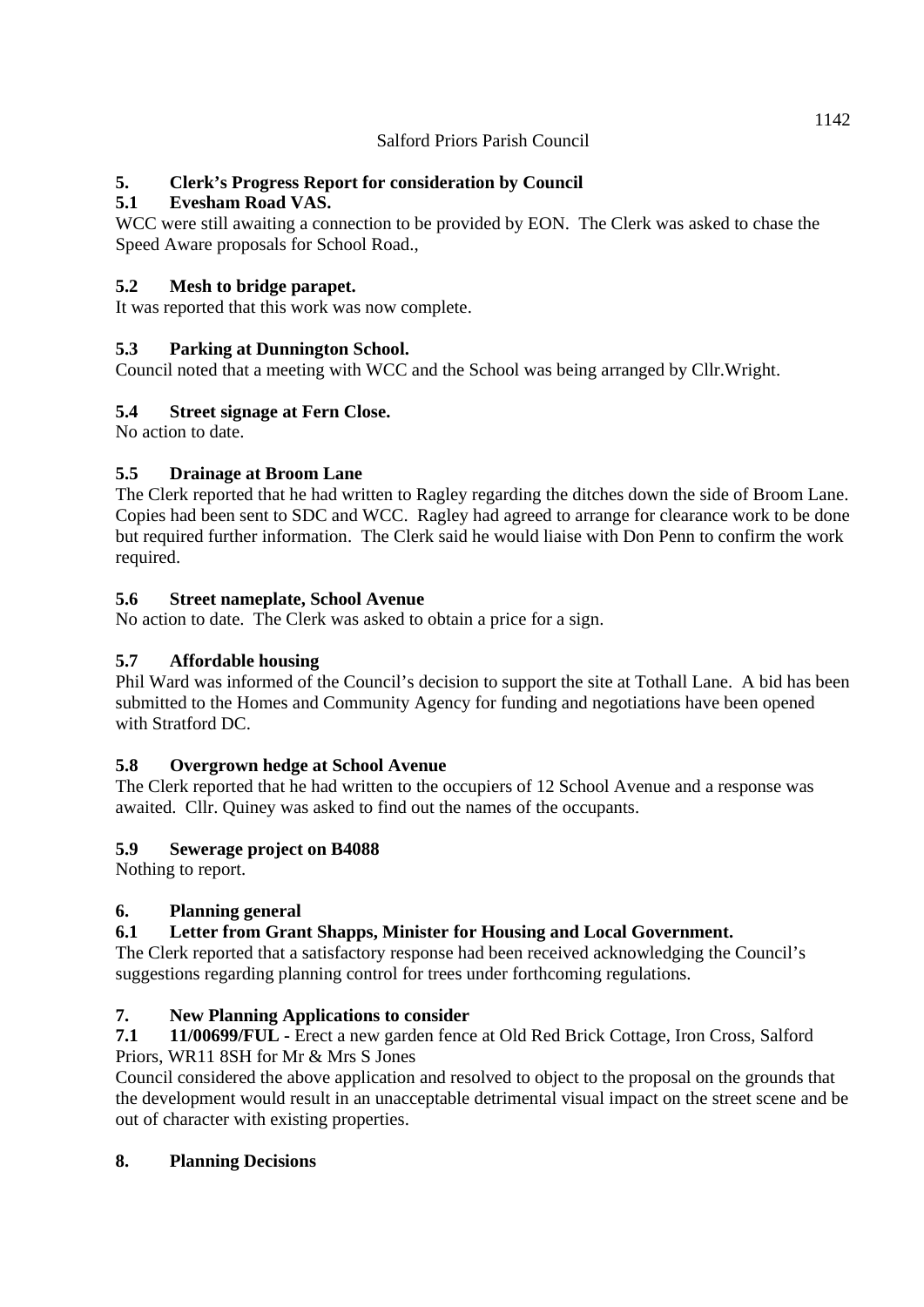Salford Priors Parish Council

## 5. Clerk's Progress Report for consideration by Council

### 5.1 Evesham Road VAS.

WCC were still awaiting a connection to be provided by EON. The Clerk was asked to chase the Speed Aware proposals for School Road.,

### 5.2 Mesh to bridge parapet.

It was reported that this work was now complete.

### 5.3 Parking at Dunnington School.

Council noted that a meeting with WCC and the School was being arranged by Cllr.Wright.

### 5.4 Street signage at Fern Close.

No action to date.

### 5.5 Drainage at Broom Lane

The Clerk reported that he had written to Ragley regarding the ditches down the side of Broom Lane. Copies had been sent to SDC and WCC. Ragley had agreed to arrange for clearance work to be done but required further information. The Clerk said he would liaise with Don Penn to confirm the work required.

### 5.6 Street nameplate, School Avenue

No action to date. The Clerk was asked to obtain a price for a sign.

### 5.7 Affordable housing

Phil Ward was informed of the Council's decision to support the site at Tothall Lane. A bid has been submitted to the Homes and Community Agency for funding and negotiations have been opened with Stratford DC.

### 5.8 Overgrown hedge at School Avenue

The Clerk reported that he had written to the occupiers of 12 School Avenue and a response was awaited. Cllr. Quiney was asked to find out the names of the occupants.

### 5.9 Sewerage project on B4088

Nothing to report.

## 6. Planning general

### 6.1 Letter from Grant Shapps, Minister for Housing and Local Government.

The Clerk reported that a satisfactory response had been received acknowledging the Council's suggestions regarding planning control for trees under forthcoming regulations.

## 7. New Planning Applications to consider

**7.1 11/00699/FUL -** Erect a new garden fence at Old Red Brick Cottage, Iron Cross, Salford Priors, WR11 8SH for Mr & Mrs S Jones

Council considered the above application and resolved to object to the proposal on the grounds that the development would result in an unacceptable detrimental visual impact on the street scene and be out of character with existing properties.

## 8. Planning Decisions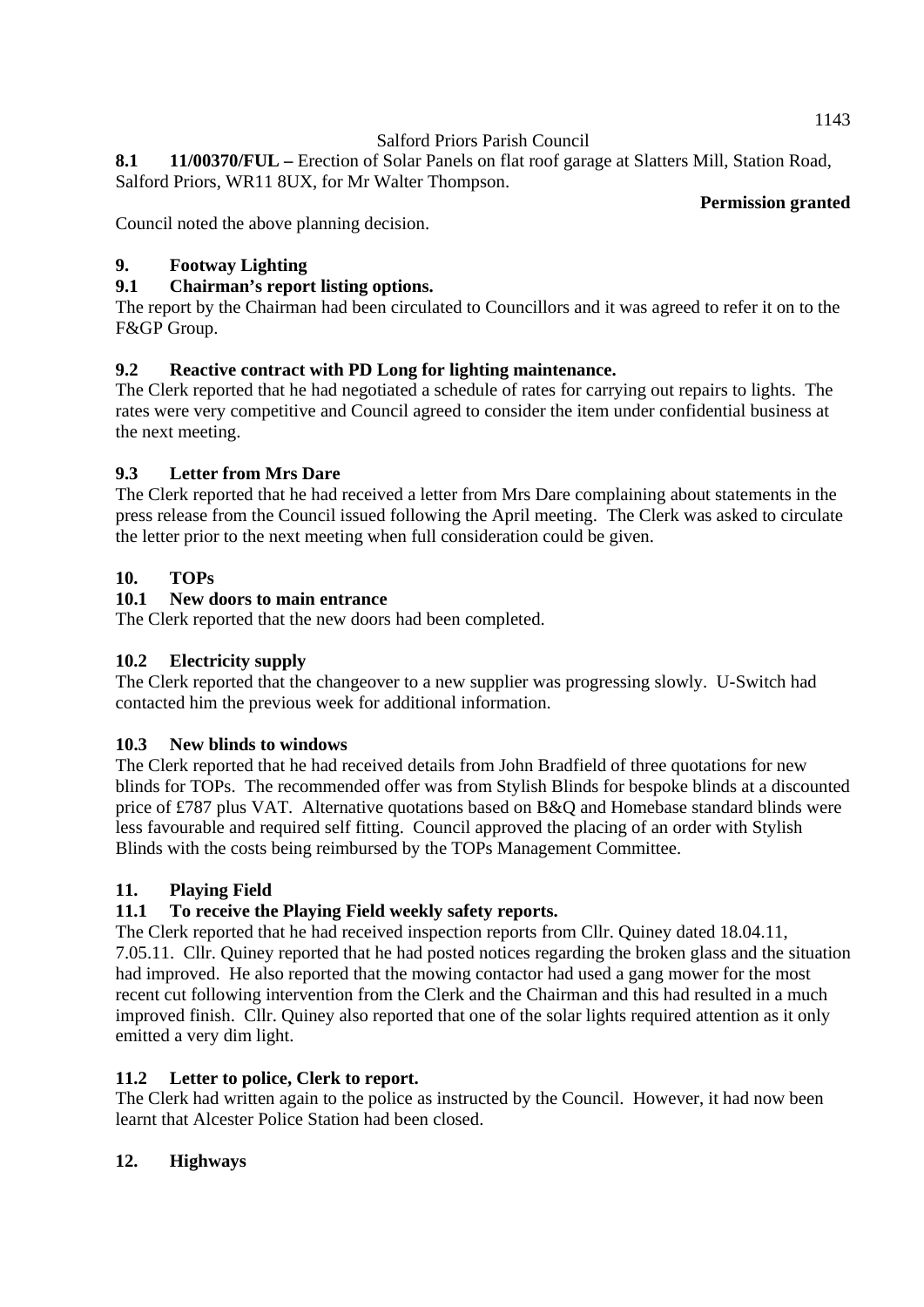**8.1 11/00370/FUL –** Erection of Solar Panels on flat roof garage at Slatters Mill, Station Road, Salford Priors, WR11 8UX, for Mr Walter Thompson.

**Permission granted**

Council noted the above planning decision.

## 9. Footway Lighting

### 9.1 Chairman's report listing options.

The report by the Chairman had been circulated to Councillors and it was agreed to refer it on to the F&GP Group.

### 9.2 Reactive contract with PD Long for lighting maintenance.

The Clerk reported that he had negotiated a schedule of rates for carrying out repairs to lights. The rates were very competitive and Council agreed to consider the item under confidential business at the next meeting.

### 9.3 Letter from Mrs Dare

The Clerk reported that he had received a letter from Mrs Dare complaining about statements in the press release from the Council issued following the April meeting. The Clerk was asked to circulate the letter prior to the next meeting when full consideration could be given.

## 10. TOPs

### 10.1 New doors to main entrance

The Clerk reported that the new doors had been completed.

### 10.2 Electricity supply

The Clerk reported that the changeover to a new supplier was progressing slowly. U-Switch had contacted him the previous week for additional information.

### 10.3 New blinds to windows

The Clerk reported that he had received details from John Bradfield of three quotations for new blinds for TOPs. The recommended offer was from Stylish Blinds for bespoke blinds at a discounted price of £787 plus VAT. Alternative quotations based on B&Q and Homebase standard blinds were less favourable and required self fitting. Council approved the placing of an order with Stylish Blinds with the costs being reimbursed by the TOPs Management Committee.

## 11. Playing Field

### 11.1 To receive the Playing Field weekly safety reports.

The Clerk reported that he had received inspection reports from Cllr. Quiney dated 18.04.11, 7.05.11. Cllr. Quiney reported that he had posted notices regarding the broken glass and the situation had improved. He also reported that the mowing contactor had used a gang mower for the most recent cut following intervention from the Clerk and the Chairman and this had resulted in a much improved finish. Cllr. Quiney also reported that one of the solar lights required attention as it only emitted a very dim light.

### 11.2 Letter to police, Clerk to report.

The Clerk had written again to the police as instructed by the Council. However, it had now been learnt that Alcester Police Station had been closed.

## 12. Highways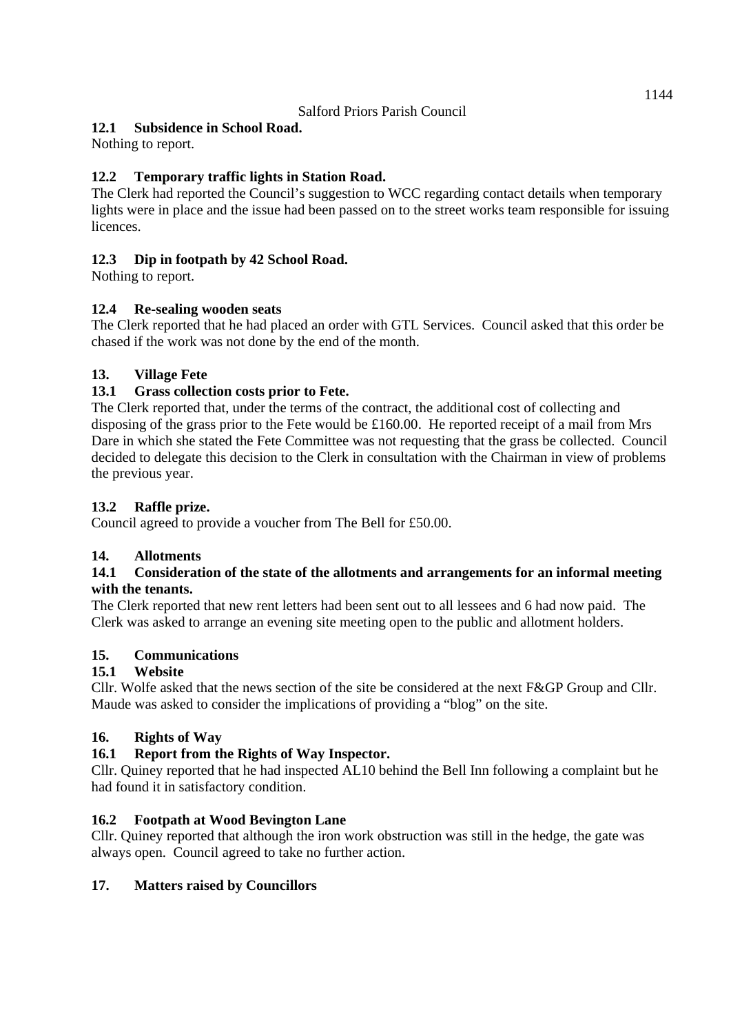**12.1 Subsidence in School Road.**
Nothing to report.

**12.2 Temporary traffic lights in Station Road.**
The Clerk had reported the Council's suggestion to WCC regarding contact details when temporary lights were in place and the issue had been passed on to the street works team responsible for issuing licences.

**12.3 Dip in footpath by 42 School Road.**
Nothing to report.

**12.4 Re-sealing wooden seats**
The Clerk reported that he had placed an order with GTL Services. Council asked that this order be chased if the work was not done by the end of the month.

**13. Village Fete**

**13.1 Grass collection costs prior to Fete.**
The Clerk reported that, under the terms of the contract, the additional cost of collecting and disposing of the grass prior to the Fete would be £160.00. He reported receipt of a mail from Mrs Dare in which she stated the Fete Committee was not requesting that the grass be collected. Council decided to delegate this decision to the Clerk in consultation with the Chairman in view of problems the previous year.

**13.2 Raffle prize.**
Council agreed to provide a voucher from The Bell for £50.00.

**14. Allotments**

**14.1 Consideration of the state of the allotments and arrangements for an informal meeting with the tenants.**
The Clerk reported that new rent letters had been sent out to all lessees and 6 had now paid. The Clerk was asked to arrange an evening site meeting open to the public and allotment holders.

**15. Communications**

**15.1 Website**
Cllr. Wolfe asked that the news section of the site be considered at the next F&GP Group and Cllr. Maude was asked to consider the implications of providing a "blog" on the site.

**16. Rights of Way**

**16.1 Report from the Rights of Way Inspector.**
Cllr. Quiney reported that he had inspected AL10 behind the Bell Inn following a complaint but he had found it in satisfactory condition.

**16.2 Footpath at Wood Bevington Lane**
Cllr. Quiney reported that although the iron work obstruction was still in the hedge, the gate was always open. Council agreed to take no further action.

**17. Matters raised by Councillors**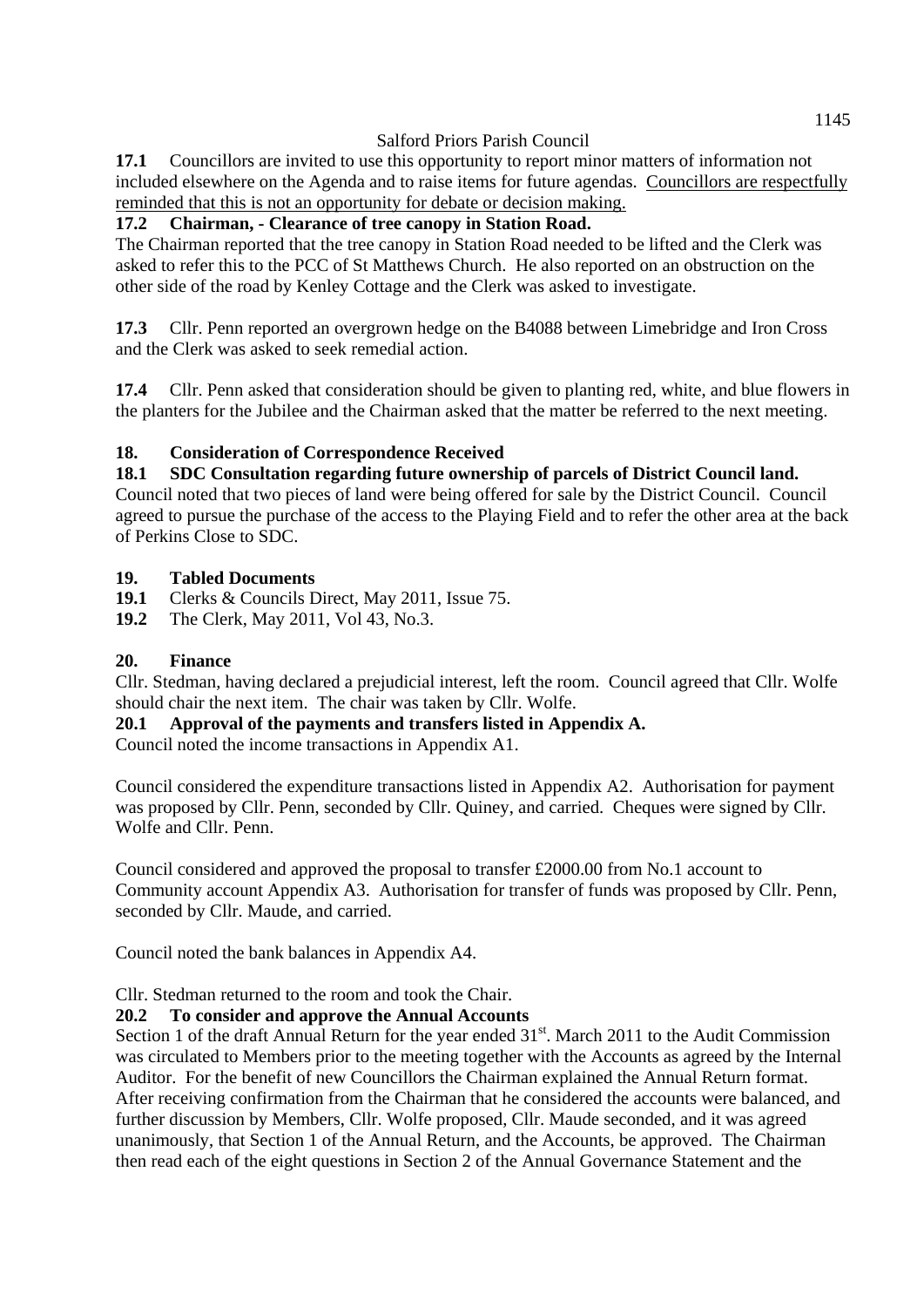Salford Priors Parish Council

**17.1** Councillors are invited to use this opportunity to report minor matters of information not included elsewhere on the Agenda and to raise items for future agendas. Councillors are respectfully reminded that this is not an opportunity for debate or decision making.

**17.2 Chairman, - Clearance of tree canopy in Station Road.**

The Chairman reported that the tree canopy in Station Road needed to be lifted and the Clerk was asked to refer this to the PCC of St Matthews Church. He also reported on an obstruction on the other side of the road by Kenley Cottage and the Clerk was asked to investigate.

**17.3** Cllr. Penn reported an overgrown hedge on the B4088 between Limebridge and Iron Cross and the Clerk was asked to seek remedial action.

**17.4** Cllr. Penn asked that consideration should be given to planting red, white, and blue flowers in the planters for the Jubilee and the Chairman asked that the matter be referred to the next meeting.

## 18. Consideration of Correspondence Received

**18.1 SDC Consultation regarding future ownership of parcels of District Council land.**

Council noted that two pieces of land were being offered for sale by the District Council. Council agreed to pursue the purchase of the access to the Playing Field and to refer the other area at the back of Perkins Close to SDC.

## 19. Tabled Documents

**19.1** Clerks & Councils Direct, May 2011, Issue 75.

**19.2** The Clerk, May 2011, Vol 43, No.3.

## 20. Finance

Cllr. Stedman, having declared a prejudicial interest, left the room. Council agreed that Cllr. Wolfe should chair the next item. The chair was taken by Cllr. Wolfe.

**20.1 Approval of the payments and transfers listed in Appendix A.**

Council noted the income transactions in Appendix A1.

Council considered the expenditure transactions listed in Appendix A2. Authorisation for payment was proposed by Cllr. Penn, seconded by Cllr. Quiney, and carried. Cheques were signed by Cllr. Wolfe and Cllr. Penn.

Council considered and approved the proposal to transfer £2000.00 from No.1 account to Community account Appendix A3. Authorisation for transfer of funds was proposed by Cllr. Penn, seconded by Cllr. Maude, and carried.

Council noted the bank balances in Appendix A4.

Cllr. Stedman returned to the room and took the Chair.

**20.2 To consider and approve the Annual Accounts**

Section 1 of the draft Annual Return for the year ended 31st. March 2011 to the Audit Commission was circulated to Members prior to the meeting together with the Accounts as agreed by the Internal Auditor. For the benefit of new Councillors the Chairman explained the Annual Return format. After receiving confirmation from the Chairman that he considered the accounts were balanced, and further discussion by Members, Cllr. Wolfe proposed, Cllr. Maude seconded, and it was agreed unanimously, that Section 1 of the Annual Return, and the Accounts, be approved. The Chairman then read each of the eight questions in Section 2 of the Annual Governance Statement and the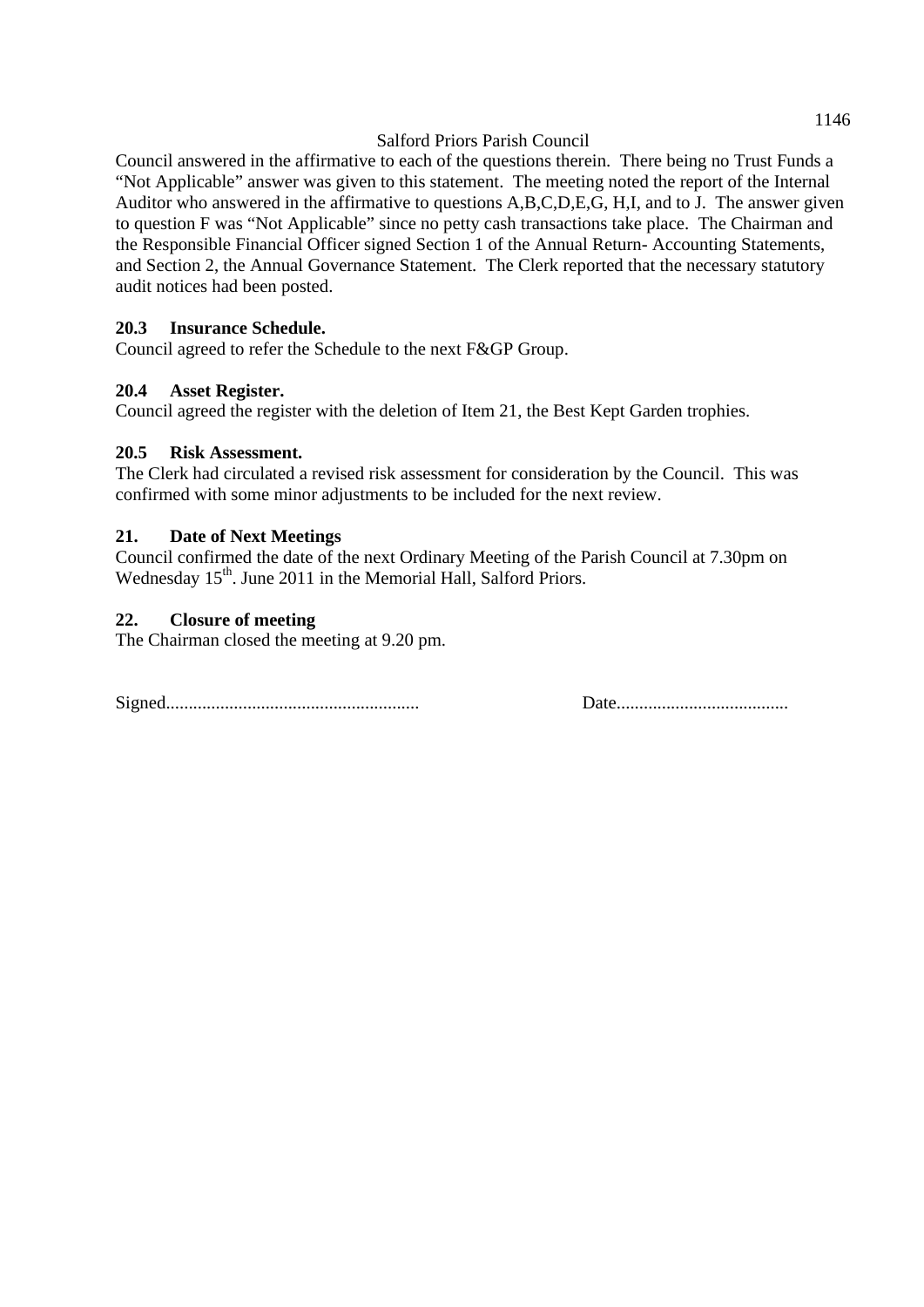Council answered in the affirmative to each of the questions therein. There being no Trust Funds a "Not Applicable" answer was given to this statement. The meeting noted the report of the Internal Auditor who answered in the affirmative to questions A,B,C,D,E,G, H,I, and to J. The answer given to question F was "Not Applicable" since no petty cash transactions take place. The Chairman and the Responsible Financial Officer signed Section 1 of the Annual Return- Accounting Statements, and Section 2, the Annual Governance Statement. The Clerk reported that the necessary statutory audit notices had been posted.

**20.3 Insurance Schedule.**

Council agreed to refer the Schedule to the next F&GP Group.

**20.4 Asset Register.**

Council agreed the register with the deletion of Item 21, the Best Kept Garden trophies.

**20.5 Risk Assessment.**

The Clerk had circulated a revised risk assessment for consideration by the Council. This was confirmed with some minor adjustments to be included for the next review.

**21. Date of Next Meetings**

Council confirmed the date of the next Ordinary Meeting of the Parish Council at 7.30pm on Wednesday 15th. June 2011 in the Memorial Hall, Salford Priors.

**22. Closure of meeting**

The Chairman closed the meeting at 9.20 pm.

Signed........................................................ Date......................................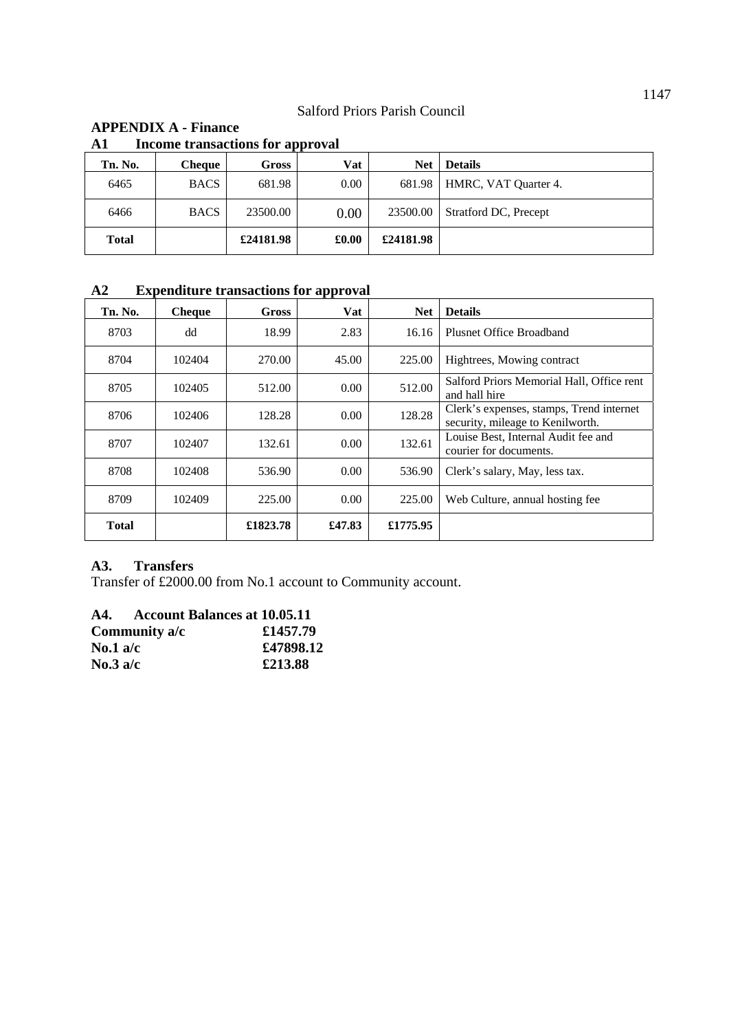Salford Priors Parish Council

## APPENDIX A - Finance

### A1 Income transactions for approval

| Tn. No. | Cheque | Gross | Vat | Net | Details |
|---|---|---|---|---|---|
| 6465 | BACS | 681.98 | 0.00 | 681.98 | HMRC, VAT Quarter 4. |
| 6466 | BACS | 23500.00 | 0.00 | 23500.00 | Stratford DC, Precept |
| **Total** | | **£24181.98** | **£0.00** | **£24181.98** | |

### A2 Expenditure transactions for approval

| Tn. No. | Cheque | Gross | Vat | Net | Details |
|---|---|---|---|---|---|
| 8703 | dd | 18.99 | 2.83 | 16.16 | Plusnet Office Broadband |
| 8704 | 102404 | 270.00 | 45.00 | 225.00 | Hightrees, Mowing contract |
| 8705 | 102405 | 512.00 | 0.00 | 512.00 | Salford Priors Memorial Hall, Office rent and hall hire |
| 8706 | 102406 | 128.28 | 0.00 | 128.28 | Clerk's expenses, stamps, Trend internet security, mileage to Kenilworth. |
| 8707 | 102407 | 132.61 | 0.00 | 132.61 | Louise Best, Internal Audit fee and courier for documents. |
| 8708 | 102408 | 536.90 | 0.00 | 536.90 | Clerk's salary, May, less tax. |
| 8709 | 102409 | 225.00 | 0.00 | 225.00 | Web Culture, annual hosting fee |
| **Total** | | **£1823.78** | **£47.83** | **£1775.95** | |

### A3. Transfers

Transfer of £2000.00 from No.1 account to Community account.

### A4. Account Balances at 10.05.11

| | |
|---|---|
| **Community a/c** | **£1457.79** |
| **No.1 a/c** | **£47898.12** |
| **No.3 a/c** | **£213.88** |